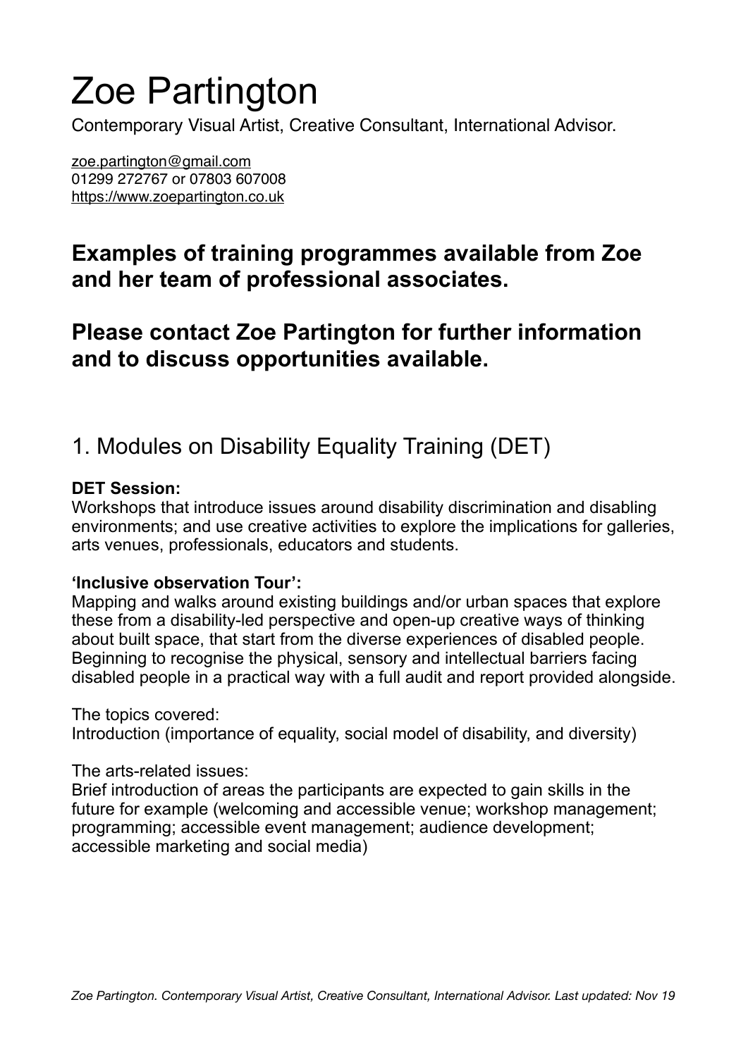# Zoe Partington

Contemporary Visual Artist, Creative Consultant, International Advisor.

zoe.partington@gmail.com
01299 272767 or 07803 607008
https://www.zoepartington.co.uk

## Examples of training programmes available from Zoe and her team of professional associates.

## Please contact Zoe Partington for further information and to discuss opportunities available.

## 1. Modules on Disability Equality Training (DET)

**DET Session:**
Workshops that introduce issues around disability discrimination and disabling environments; and use creative activities to explore the implications for galleries, arts venues, professionals, educators and students.

**'Inclusive observation Tour':**
Mapping and walks around existing buildings and/or urban spaces that explore these from a disability-led perspective and open-up creative ways of thinking about built space, that start from the diverse experiences of disabled people. Beginning to recognise the physical, sensory and intellectual barriers facing disabled people in a practical way with a full audit and report provided alongside.

The topics covered:
Introduction (importance of equality, social model of disability, and diversity)

The arts-related issues:
Brief introduction of areas the participants are expected to gain skills in the future for example (welcoming and accessible venue; workshop management; programming; accessible event management; audience development; accessible marketing and social media)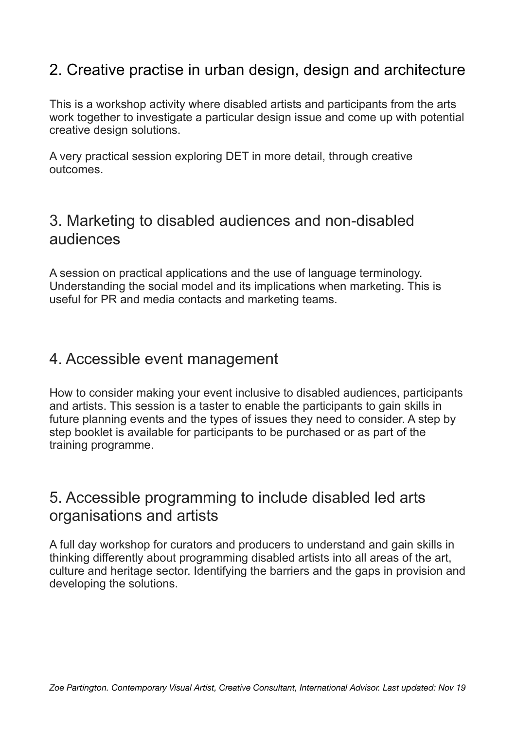## 2. Creative practise in urban design, design and architecture

This is a workshop activity where disabled artists and participants from the arts work together to investigate a particular design issue and come up with potential creative design solutions.

A very practical session exploring DET in more detail, through creative outcomes.

## 3. Marketing to disabled audiences and non-disabled audiences

A session on practical applications and the use of language terminology. Understanding the social model and its implications when marketing. This is useful for PR and media contacts and marketing teams.

## 4. Accessible event management

How to consider making your event inclusive to disabled audiences, participants and artists. This session is a taster to enable the participants to gain skills in future planning events and the types of issues they need to consider. A step by step booklet is available for participants to be purchased or as part of the training programme.

## 5. Accessible programming to include disabled led arts organisations and artists

A full day workshop for curators and producers to understand and gain skills in thinking differently about programming disabled artists into all areas of the art, culture and heritage sector. Identifying the barriers and the gaps in provision and developing the solutions.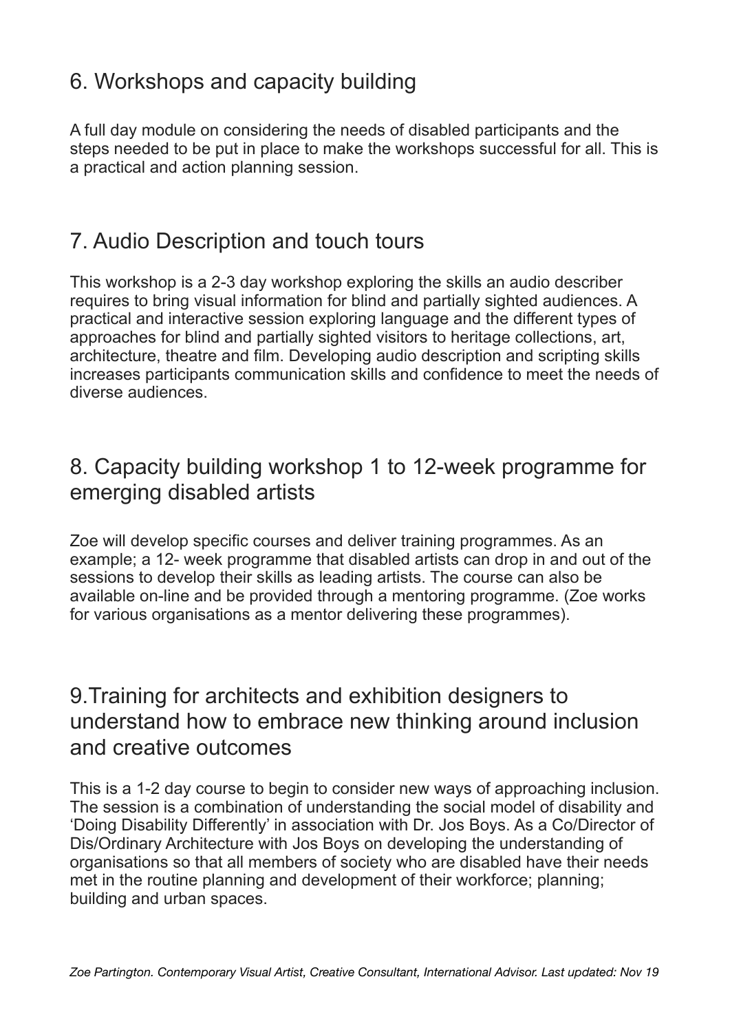## 6. Workshops and capacity building

A full day module on considering the needs of disabled participants and the steps needed to be put in place to make the workshops successful for all. This is a practical and action planning session.

## 7. Audio Description and touch tours

This workshop is a 2-3 day workshop exploring the skills an audio describer requires to bring visual information for blind and partially sighted audiences. A practical and interactive session exploring language and the different types of approaches for blind and partially sighted visitors to heritage collections, art, architecture, theatre and film. Developing audio description and scripting skills increases participants communication skills and confidence to meet the needs of diverse audiences.

## 8. Capacity building workshop 1 to 12-week programme for emerging disabled artists

Zoe will develop specific courses and deliver training programmes. As an example; a 12- week programme that disabled artists can drop in and out of the sessions to develop their skills as leading artists. The course can also be available on-line and be provided through a mentoring programme. (Zoe works for various organisations as a mentor delivering these programmes).

## 9.Training for architects and exhibition designers to understand how to embrace new thinking around inclusion and creative outcomes

This is a 1-2 day course to begin to consider new ways of approaching inclusion. The session is a combination of understanding the social model of disability and 'Doing Disability Differently' in association with Dr. Jos Boys. As a Co/Director of Dis/Ordinary Architecture with Jos Boys on developing the understanding of organisations so that all members of society who are disabled have their needs met in the routine planning and development of their workforce; planning; building and urban spaces.